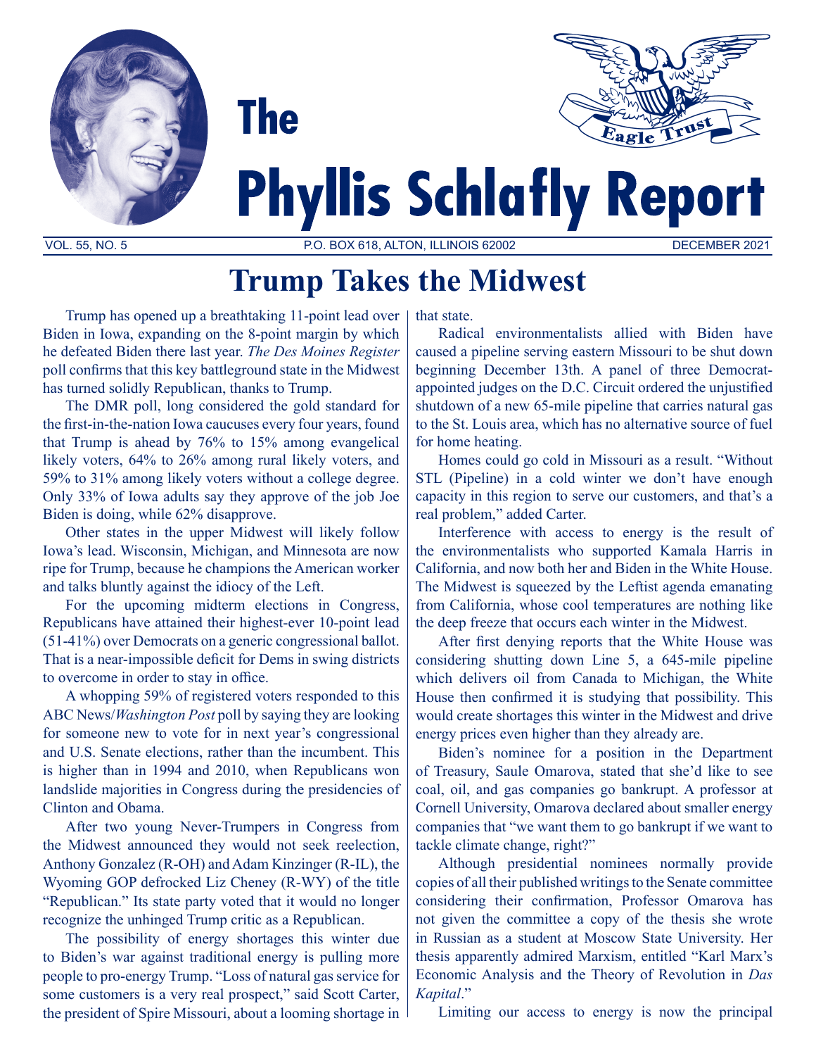# The Phyllis Schlafly Report

VOL. 55, NO. 5 — P.O. BOX 618, ALTON, ILLINOIS 62002 — DECEMBER 2021

## Trump Takes the Midwest

Trump has opened up a breathtaking 11-point lead over Biden in Iowa, expanding on the 8-point margin by which he defeated Biden there last year. *The Des Moines Register* poll confirms that this key battleground state in the Midwest has turned solidly Republican, thanks to Trump.

The DMR poll, long considered the gold standard for the first-in-the-nation Iowa caucuses every four years, found that Trump is ahead by 76% to 15% among evangelical likely voters, 64% to 26% among rural likely voters, and 59% to 31% among likely voters without a college degree. Only 33% of Iowa adults say they approve of the job Joe Biden is doing, while 62% disapprove.

Other states in the upper Midwest will likely follow Iowa's lead. Wisconsin, Michigan, and Minnesota are now ripe for Trump, because he champions the American worker and talks bluntly against the idiocy of the Left.

For the upcoming midterm elections in Congress, Republicans have attained their highest-ever 10-point lead (51-41%) over Democrats on a generic congressional ballot. That is a near-impossible deficit for Dems in swing districts to overcome in order to stay in office.

A whopping 59% of registered voters responded to this ABC News/*Washington Post* poll by saying they are looking for someone new to vote for in next year's congressional and U.S. Senate elections, rather than the incumbent. This is higher than in 1994 and 2010, when Republicans won landslide majorities in Congress during the presidencies of Clinton and Obama.

After two young Never-Trumpers in Congress from the Midwest announced they would not seek reelection, Anthony Gonzalez (R-OH) and Adam Kinzinger (R-IL), the Wyoming GOP defrocked Liz Cheney (R-WY) of the title "Republican." Its state party voted that it would no longer recognize the unhinged Trump critic as a Republican.

The possibility of energy shortages this winter due to Biden's war against traditional energy is pulling more people to pro-energy Trump. "Loss of natural gas service for some customers is a very real prospect," said Scott Carter, the president of Spire Missouri, about a looming shortage in that state.

Radical environmentalists allied with Biden have caused a pipeline serving eastern Missouri to be shut down beginning December 13th. A panel of three Democrat-appointed judges on the D.C. Circuit ordered the unjustified shutdown of a new 65-mile pipeline that carries natural gas to the St. Louis area, which has no alternative source of fuel for home heating.

Homes could go cold in Missouri as a result. "Without STL (Pipeline) in a cold winter we don't have enough capacity in this region to serve our customers, and that's a real problem," added Carter.

Interference with access to energy is the result of the environmentalists who supported Kamala Harris in California, and now both her and Biden in the White House. The Midwest is squeezed by the Leftist agenda emanating from California, whose cool temperatures are nothing like the deep freeze that occurs each winter in the Midwest.

After first denying reports that the White House was considering shutting down Line 5, a 645-mile pipeline which delivers oil from Canada to Michigan, the White House then confirmed it is studying that possibility. This would create shortages this winter in the Midwest and drive energy prices even higher than they already are.

Biden's nominee for a position in the Department of Treasury, Saule Omarova, stated that she'd like to see coal, oil, and gas companies go bankrupt. A professor at Cornell University, Omarova declared about smaller energy companies that "we want them to go bankrupt if we want to tackle climate change, right?"

Although presidential nominees normally provide copies of all their published writings to the Senate committee considering their confirmation, Professor Omarova has not given the committee a copy of the thesis she wrote in Russian as a student at Moscow State University. Her thesis apparently admired Marxism, entitled "Karl Marx's Economic Analysis and the Theory of Revolution in *Das Kapital*."

Limiting our access to energy is now the principal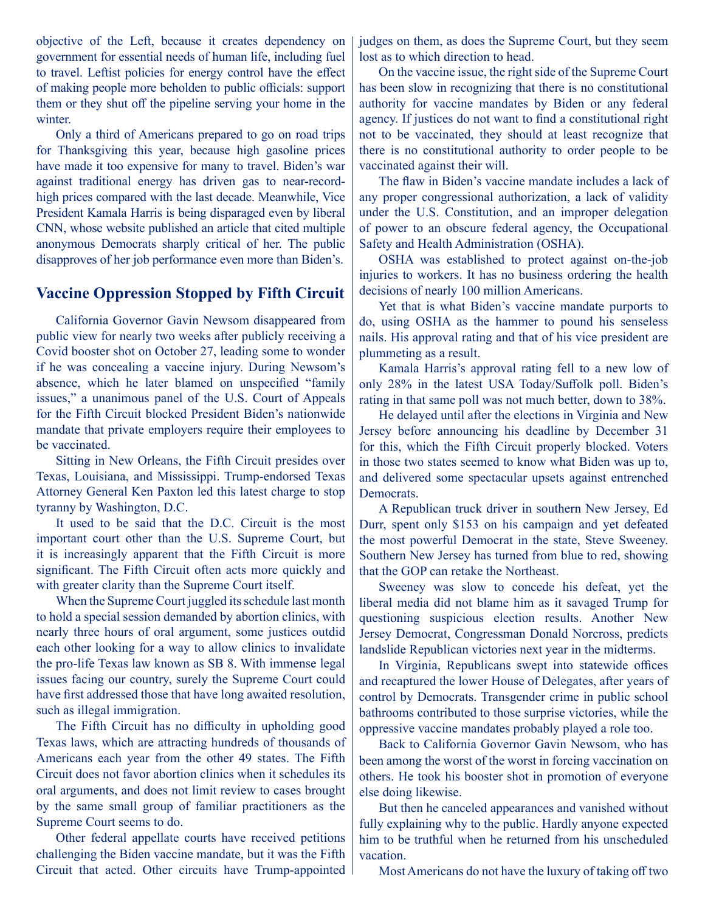objective of the Left, because it creates dependency on government for essential needs of human life, including fuel to travel. Leftist policies for energy control have the effect of making people more beholden to public officials: support them or they shut off the pipeline serving your home in the winter.

Only a third of Americans prepared to go on road trips for Thanksgiving this year, because high gasoline prices have made it too expensive for many to travel. Biden's war against traditional energy has driven gas to near-record-high prices compared with the last decade. Meanwhile, Vice President Kamala Harris is being disparaged even by liberal CNN, whose website published an article that cited multiple anonymous Democrats sharply critical of her. The public disapproves of her job performance even more than Biden's.

## Vaccine Oppression Stopped by Fifth Circuit

California Governor Gavin Newsom disappeared from public view for nearly two weeks after publicly receiving a Covid booster shot on October 27, leading some to wonder if he was concealing a vaccine injury. During Newsom's absence, which he later blamed on unspecified "family issues," a unanimous panel of the U.S. Court of Appeals for the Fifth Circuit blocked President Biden's nationwide mandate that private employers require their employees to be vaccinated.

Sitting in New Orleans, the Fifth Circuit presides over Texas, Louisiana, and Mississippi. Trump-endorsed Texas Attorney General Ken Paxton led this latest charge to stop tyranny by Washington, D.C.

It used to be said that the D.C. Circuit is the most important court other than the U.S. Supreme Court, but it is increasingly apparent that the Fifth Circuit is more significant. The Fifth Circuit often acts more quickly and with greater clarity than the Supreme Court itself.

When the Supreme Court juggled its schedule last month to hold a special session demanded by abortion clinics, with nearly three hours of oral argument, some justices outdid each other looking for a way to allow clinics to invalidate the pro-life Texas law known as SB 8. With immense legal issues facing our country, surely the Supreme Court could have first addressed those that have long awaited resolution, such as illegal immigration.

The Fifth Circuit has no difficulty in upholding good Texas laws, which are attracting hundreds of thousands of Americans each year from the other 49 states. The Fifth Circuit does not favor abortion clinics when it schedules its oral arguments, and does not limit review to cases brought by the same small group of familiar practitioners as the Supreme Court seems to do.

Other federal appellate courts have received petitions challenging the Biden vaccine mandate, but it was the Fifth Circuit that acted. Other circuits have Trump-appointed judges on them, as does the Supreme Court, but they seem lost as to which direction to head.

On the vaccine issue, the right side of the Supreme Court has been slow in recognizing that there is no constitutional authority for vaccine mandates by Biden or any federal agency. If justices do not want to find a constitutional right not to be vaccinated, they should at least recognize that there is no constitutional authority to order people to be vaccinated against their will.

The flaw in Biden's vaccine mandate includes a lack of any proper congressional authorization, a lack of validity under the U.S. Constitution, and an improper delegation of power to an obscure federal agency, the Occupational Safety and Health Administration (OSHA).

OSHA was established to protect against on-the-job injuries to workers. It has no business ordering the health decisions of nearly 100 million Americans.

Yet that is what Biden's vaccine mandate purports to do, using OSHA as the hammer to pound his senseless nails. His approval rating and that of his vice president are plummeting as a result.

Kamala Harris's approval rating fell to a new low of only 28% in the latest USA Today/Suffolk poll. Biden's rating in that same poll was not much better, down to 38%.

He delayed until after the elections in Virginia and New Jersey before announcing his deadline by December 31 for this, which the Fifth Circuit properly blocked. Voters in those two states seemed to know what Biden was up to, and delivered some spectacular upsets against entrenched Democrats.

A Republican truck driver in southern New Jersey, Ed Durr, spent only $153 on his campaign and yet defeated the most powerful Democrat in the state, Steve Sweeney. Southern New Jersey has turned from blue to red, showing that the GOP can retake the Northeast.

Sweeney was slow to concede his defeat, yet the liberal media did not blame him as it savaged Trump for questioning suspicious election results. Another New Jersey Democrat, Congressman Donald Norcross, predicts landslide Republican victories next year in the midterms.

In Virginia, Republicans swept into statewide offices and recaptured the lower House of Delegates, after years of control by Democrats. Transgender crime in public school bathrooms contributed to those surprise victories, while the oppressive vaccine mandates probably played a role too.

Back to California Governor Gavin Newsom, who has been among the worst of the worst in forcing vaccination on others. He took his booster shot in promotion of everyone else doing likewise.

But then he canceled appearances and vanished without fully explaining why to the public. Hardly anyone expected him to be truthful when he returned from his unscheduled vacation.

Most Americans do not have the luxury of taking off two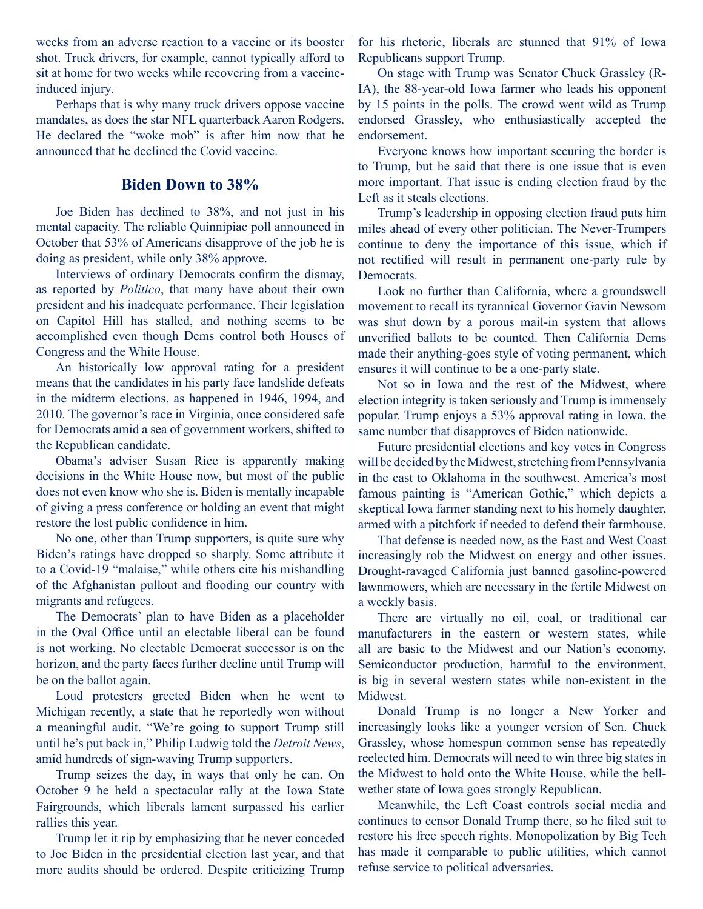weeks from an adverse reaction to a vaccine or its booster shot. Truck drivers, for example, cannot typically afford to sit at home for two weeks while recovering from a vaccine-induced injury.

Perhaps that is why many truck drivers oppose vaccine mandates, as does the star NFL quarterback Aaron Rodgers. He declared the "woke mob" is after him now that he announced that he declined the Covid vaccine.

## Biden Down to 38%

Joe Biden has declined to 38%, and not just in his mental capacity. The reliable Quinnipiac poll announced in October that 53% of Americans disapprove of the job he is doing as president, while only 38% approve.

Interviews of ordinary Democrats confirm the dismay, as reported by *Politico*, that many have about their own president and his inadequate performance. Their legislation on Capitol Hill has stalled, and nothing seems to be accomplished even though Dems control both Houses of Congress and the White House.

An historically low approval rating for a president means that the candidates in his party face landslide defeats in the midterm elections, as happened in 1946, 1994, and 2010. The governor's race in Virginia, once considered safe for Democrats amid a sea of government workers, shifted to the Republican candidate.

Obama's adviser Susan Rice is apparently making decisions in the White House now, but most of the public does not even know who she is. Biden is mentally incapable of giving a press conference or holding an event that might restore the lost public confidence in him.

No one, other than Trump supporters, is quite sure why Biden's ratings have dropped so sharply. Some attribute it to a Covid-19 "malaise," while others cite his mishandling of the Afghanistan pullout and flooding our country with migrants and refugees.

The Democrats' plan to have Biden as a placeholder in the Oval Office until an electable liberal can be found is not working. No electable Democrat successor is on the horizon, and the party faces further decline until Trump will be on the ballot again.

Loud protesters greeted Biden when he went to Michigan recently, a state that he reportedly won without a meaningful audit. "We're going to support Trump still until he's put back in," Philip Ludwig told the *Detroit News*, amid hundreds of sign-waving Trump supporters.

Trump seizes the day, in ways that only he can. On October 9 he held a spectacular rally at the Iowa State Fairgrounds, which liberals lament surpassed his earlier rallies this year.

Trump let it rip by emphasizing that he never conceded to Joe Biden in the presidential election last year, and that more audits should be ordered. Despite criticizing Trump for his rhetoric, liberals are stunned that 91% of Iowa Republicans support Trump.

On stage with Trump was Senator Chuck Grassley (R-IA), the 88-year-old Iowa farmer who leads his opponent by 15 points in the polls. The crowd went wild as Trump endorsed Grassley, who enthusiastically accepted the endorsement.

Everyone knows how important securing the border is to Trump, but he said that there is one issue that is even more important. That issue is ending election fraud by the Left as it steals elections.

Trump's leadership in opposing election fraud puts him miles ahead of every other politician. The Never-Trumpers continue to deny the importance of this issue, which if not rectified will result in permanent one-party rule by Democrats.

Look no further than California, where a groundswell movement to recall its tyrannical Governor Gavin Newsom was shut down by a porous mail-in system that allows unverified ballots to be counted. Then California Dems made their anything-goes style of voting permanent, which ensures it will continue to be a one-party state.

Not so in Iowa and the rest of the Midwest, where election integrity is taken seriously and Trump is immensely popular. Trump enjoys a 53% approval rating in Iowa, the same number that disapproves of Biden nationwide.

Future presidential elections and key votes in Congress will be decided by the Midwest, stretching from Pennsylvania in the east to Oklahoma in the southwest. America's most famous painting is "American Gothic," which depicts a skeptical Iowa farmer standing next to his homely daughter, armed with a pitchfork if needed to defend their farmhouse.

That defense is needed now, as the East and West Coast increasingly rob the Midwest on energy and other issues. Drought-ravaged California just banned gasoline-powered lawnmowers, which are necessary in the fertile Midwest on a weekly basis.

There are virtually no oil, coal, or traditional car manufacturers in the eastern or western states, while all are basic to the Midwest and our Nation's economy. Semiconductor production, harmful to the environment, is big in several western states while non-existent in the Midwest.

Donald Trump is no longer a New Yorker and increasingly looks like a younger version of Sen. Chuck Grassley, whose homespun common sense has repeatedly reelected him. Democrats will need to win three big states in the Midwest to hold onto the White House, while the bell-wether state of Iowa goes strongly Republican.

Meanwhile, the Left Coast controls social media and continues to censor Donald Trump there, so he filed suit to restore his free speech rights. Monopolization by Big Tech has made it comparable to public utilities, which cannot refuse service to political adversaries.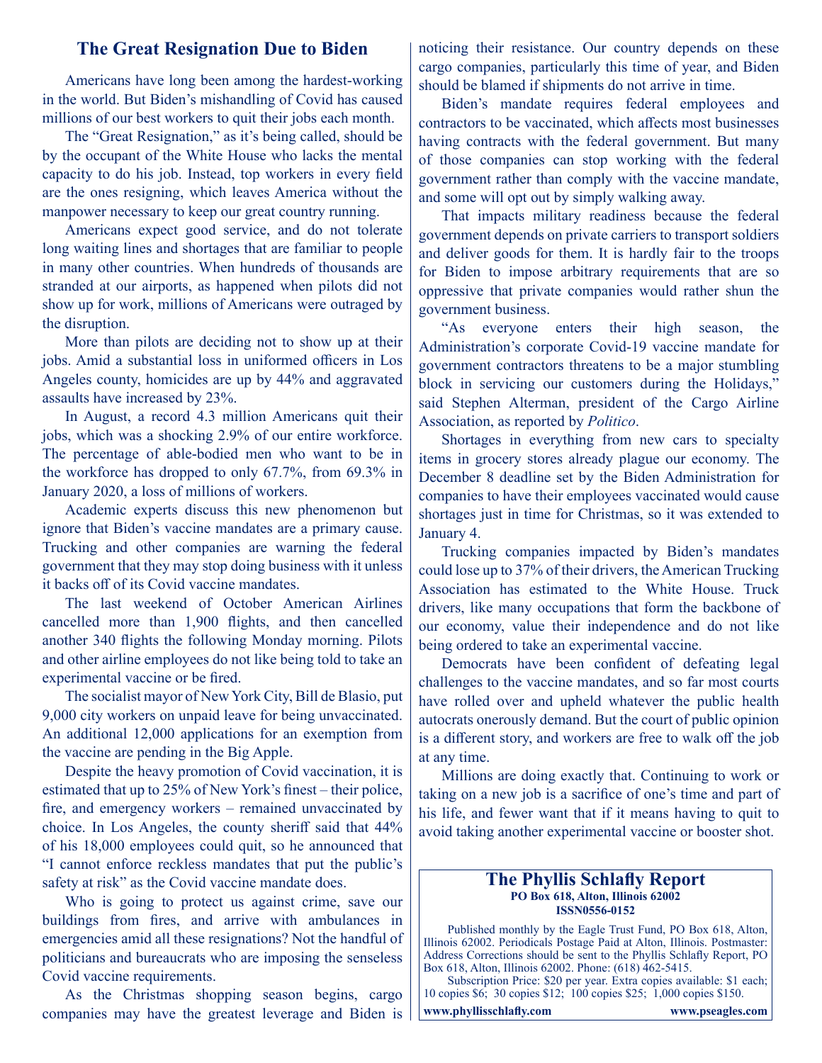## The Great Resignation Due to Biden

Americans have long been among the hardest-working in the world. But Biden's mishandling of Covid has caused millions of our best workers to quit their jobs each month.

The "Great Resignation," as it's being called, should be by the occupant of the White House who lacks the mental capacity to do his job. Instead, top workers in every field are the ones resigning, which leaves America without the manpower necessary to keep our great country running.

Americans expect good service, and do not tolerate long waiting lines and shortages that are familiar to people in many other countries. When hundreds of thousands are stranded at our airports, as happened when pilots did not show up for work, millions of Americans were outraged by the disruption.

More than pilots are deciding not to show up at their jobs. Amid a substantial loss in uniformed officers in Los Angeles county, homicides are up by 44% and aggravated assaults have increased by 23%.

In August, a record 4.3 million Americans quit their jobs, which was a shocking 2.9% of our entire workforce. The percentage of able-bodied men who want to be in the workforce has dropped to only 67.7%, from 69.3% in January 2020, a loss of millions of workers.

Academic experts discuss this new phenomenon but ignore that Biden's vaccine mandates are a primary cause. Trucking and other companies are warning the federal government that they may stop doing business with it unless it backs off of its Covid vaccine mandates.

The last weekend of October American Airlines cancelled more than 1,900 flights, and then cancelled another 340 flights the following Monday morning. Pilots and other airline employees do not like being told to take an experimental vaccine or be fired.

The socialist mayor of New York City, Bill de Blasio, put 9,000 city workers on unpaid leave for being unvaccinated. An additional 12,000 applications for an exemption from the vaccine are pending in the Big Apple.

Despite the heavy promotion of Covid vaccination, it is estimated that up to 25% of New York's finest – their police, fire, and emergency workers – remained unvaccinated by choice. In Los Angeles, the county sheriff said that 44% of his 18,000 employees could quit, so he announced that "I cannot enforce reckless mandates that put the public's safety at risk" as the Covid vaccine mandate does.

Who is going to protect us against crime, save our buildings from fires, and arrive with ambulances in emergencies amid all these resignations? Not the handful of politicians and bureaucrats who are imposing the senseless Covid vaccine requirements.

As the Christmas shopping season begins, cargo companies may have the greatest leverage and Biden is noticing their resistance. Our country depends on these cargo companies, particularly this time of year, and Biden should be blamed if shipments do not arrive in time.

Biden's mandate requires federal employees and contractors to be vaccinated, which affects most businesses having contracts with the federal government. But many of those companies can stop working with the federal government rather than comply with the vaccine mandate, and some will opt out by simply walking away.

That impacts military readiness because the federal government depends on private carriers to transport soldiers and deliver goods for them. It is hardly fair to the troops for Biden to impose arbitrary requirements that are so oppressive that private companies would rather shun the government business.

"As everyone enters their high season, the Administration's corporate Covid-19 vaccine mandate for government contractors threatens to be a major stumbling block in servicing our customers during the Holidays," said Stephen Alterman, president of the Cargo Airline Association, as reported by *Politico*.

Shortages in everything from new cars to specialty items in grocery stores already plague our economy. The December 8 deadline set by the Biden Administration for companies to have their employees vaccinated would cause shortages just in time for Christmas, so it was extended to January 4.

Trucking companies impacted by Biden's mandates could lose up to 37% of their drivers, the American Trucking Association has estimated to the White House. Truck drivers, like many occupations that form the backbone of our economy, value their independence and do not like being ordered to take an experimental vaccine.

Democrats have been confident of defeating legal challenges to the vaccine mandates, and so far most courts have rolled over and upheld whatever the public health autocrats onerously demand. But the court of public opinion is a different story, and workers are free to walk off the job at any time.

Millions are doing exactly that. Continuing to work or taking on a new job is a sacrifice of one's time and part of his life, and fewer want that if it means having to quit to avoid taking another experimental vaccine or booster shot.

---

**The Phyllis Schlafly Report**
**PO Box 618, Alton, Illinois 62002**
**ISSN0556-0152**

Published monthly by the Eagle Trust Fund, PO Box 618, Alton, Illinois 62002. Periodicals Postage Paid at Alton, Illinois. Postmaster: Address Corrections should be sent to the Phyllis Schlafly Report, PO Box 618, Alton, Illinois 62002. Phone: (618) 462-5415.

Subscription Price: $20 per year. Extra copies available: $1 each; 10 copies $6; 30 copies $12; 100 copies $25; 1,000 copies $150.

**www.phyllisschlafly.com** **www.pseagles.com**